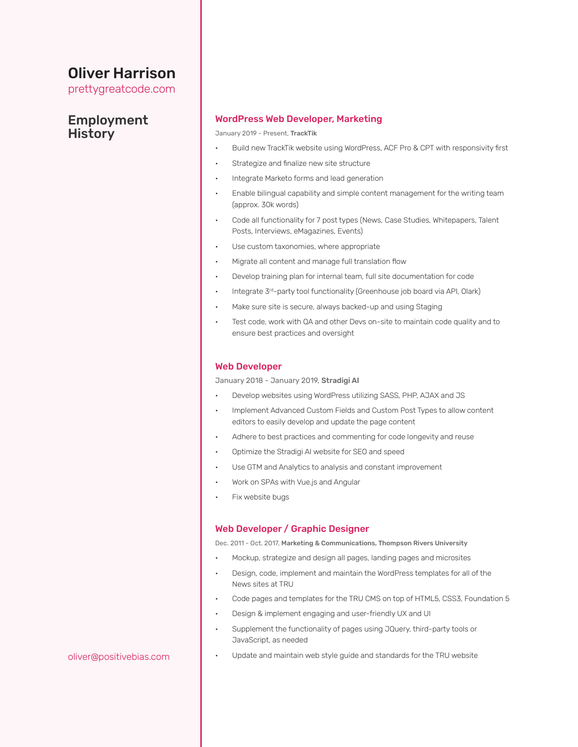# Oliver Harrison

prettygreatcode.com

## Employment History

### WordPress Web Developer, Marketing

January 2019 - Present, **TrackTik**

- Build new TrackTik website using WordPress, ACF Pro & CPT with responsivity first
- Strategize and finalize new site structure
- Integrate Marketo forms and lead generation
- Enable bilingual capability and simple content management for the writing team (approx. 30k words)
- Code all functionality for 7 post types (News, Case Studies, Whitepapers, Talent Posts, Interviews, eMagazines, Events)
- Use custom taxonomies, where appropriate
- Migrate all content and manage full translation flow
- Develop training plan for internal team, full site documentation for code
- Integrate 3rd-party tool functionality (Greenhouse job board via API, Olark)
- Make sure site is secure, always backed-up and using Staging
- Test code, work with QA and other Devs on-site to maintain code quality and to ensure best practices and oversight

### Web Developer

January 2018 - January 2019, **Stradigi AI**

- Develop websites using WordPress utilizing SASS, PHP, AJAX and JS
- Implement Advanced Custom Fields and Custom Post Types to allow content editors to easily develop and update the page content
- Adhere to best practices and commenting for code longevity and reuse
- Optimize the Stradigi AI website for SEO and speed
- Use GTM and Analytics to analysis and constant improvement
- Work on SPAs with Vue.js and Angular
- Fix website bugs

### Web Developer / Graphic Designer

Dec. 2011 - Oct. 2017, **Marketing & Communications, Thompson Rivers University**

- Mockup, strategize and design all pages, landing pages and microsites
- Design, code, implement and maintain the WordPress templates for all of the News sites at TRU
- Code pages and templates for the TRU CMS on top of HTML5, CSS3, Foundation 5
- Design & implement engaging and user-friendly UX and UI
- Supplement the functionality of pages using JQuery, third-party tools or JavaScript, as needed
- Update and maintain web style guide and standards for the TRU website

oliver@positivebias.com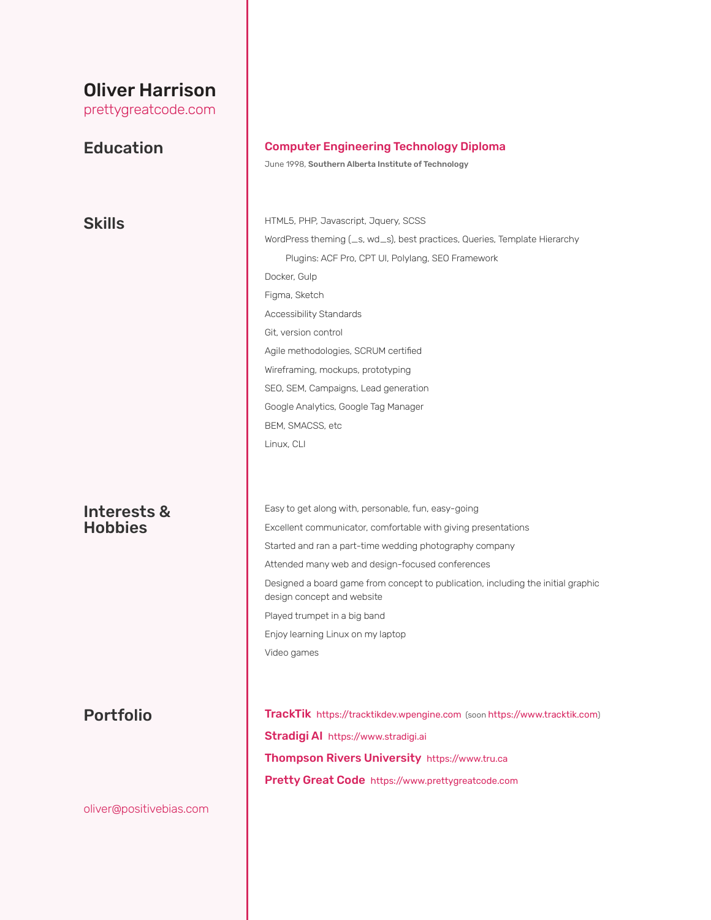# Oliver Harrison

prettygreatcode.com

## Education

**Computer Engineering Technology Diploma**

June 1998, **Southern Alberta Institute of Technology**

## Skills

HTML5, PHP, Javascript, Jquery, SCSS

WordPress theming (_s, wd_s), best practices, Queries, Template Hierarchy

- Plugins: ACF Pro, CPT UI, Polylang, SEO Framework

Docker, Gulp

Figma, Sketch

Accessibility Standards

Git, version control

Agile methodologies, SCRUM certified

Wireframing, mockups, prototyping

SEO, SEM, Campaigns, Lead generation

Google Analytics, Google Tag Manager

BEM, SMACSS, etc

Linux, CLI

## Interests & Hobbies

Easy to get along with, personable, fun, easy-going

Excellent communicator, comfortable with giving presentations

Started and ran a part-time wedding photography company

Attended many web and design-focused conferences

Designed a board game from concept to publication, including the initial graphic design concept and website

Played trumpet in a big band

Enjoy learning Linux on my laptop

Video games

## Portfolio

**TrackTik** https://tracktikdev.wpengine.com (soon https://www.tracktik.com)

**Stradigi AI** https://www.stradigi.ai

**Thompson Rivers University** https://www.tru.ca

**Pretty Great Code** https://www.prettygreatcode.com

oliver@positivebias.com